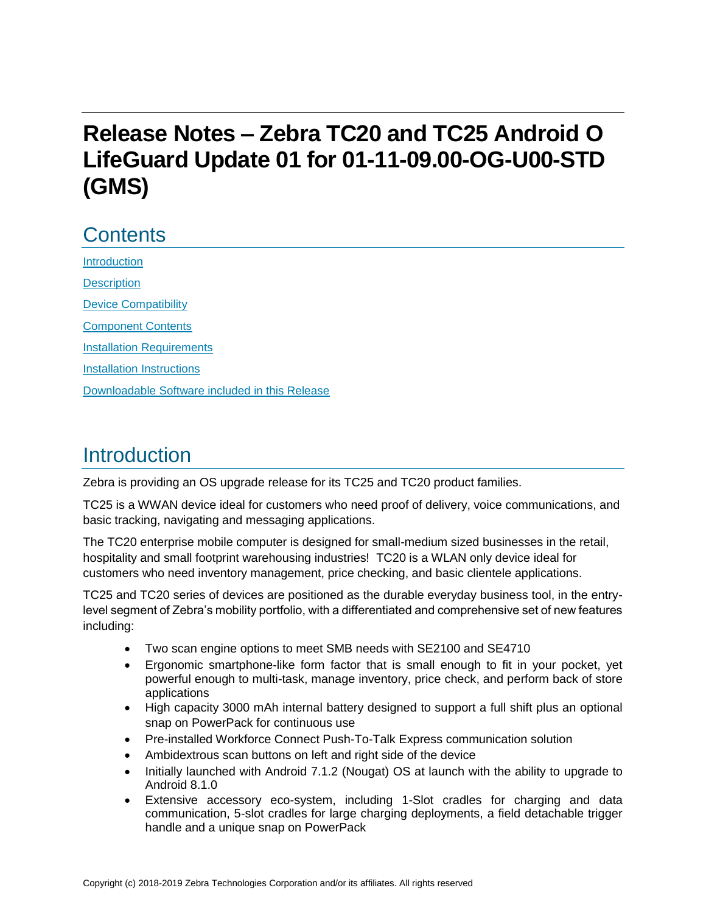# Release Notes – Zebra TC20 and TC25 Android O LifeGuard Update 01 for 01-11-09.00-OG-U00-STD (GMS)

## Contents

[Introduction](#introduction)

[Description](#description)

[Device Compatibility](#device-compatibility)

[Component Contents](#component-contents)

[Installation Requirements](#installation-requirements)

[Installation Instructions](#installation-instructions)

[Downloadable Software included in this Release](#downloadable-software-included-in-this-release)

## Introduction

Zebra is providing an OS upgrade release for its TC25 and TC20 product families.

TC25 is a WWAN device ideal for customers who need proof of delivery, voice communications, and basic tracking, navigating and messaging applications.

The TC20 enterprise mobile computer is designed for small-medium sized businesses in the retail, hospitality and small footprint warehousing industries! TC20 is a WLAN only device ideal for customers who need inventory management, price checking, and basic clientele applications.

TC25 and TC20 series of devices are positioned as the durable everyday business tool, in the entry-level segment of Zebra's mobility portfolio, with a differentiated and comprehensive set of new features including:

- Two scan engine options to meet SMB needs with SE2100 and SE4710
- Ergonomic smartphone-like form factor that is small enough to fit in your pocket, yet powerful enough to multi-task, manage inventory, price check, and perform back of store applications
- High capacity 3000 mAh internal battery designed to support a full shift plus an optional snap on PowerPack for continuous use
- Pre-installed Workforce Connect Push-To-Talk Express communication solution
- Ambidextrous scan buttons on left and right side of the device
- Initially launched with Android 7.1.2 (Nougat) OS at launch with the ability to upgrade to Android 8.1.0
- Extensive accessory eco-system, including 1-Slot cradles for charging and data communication, 5-slot cradles for large charging deployments, a field detachable trigger handle and a unique snap on PowerPack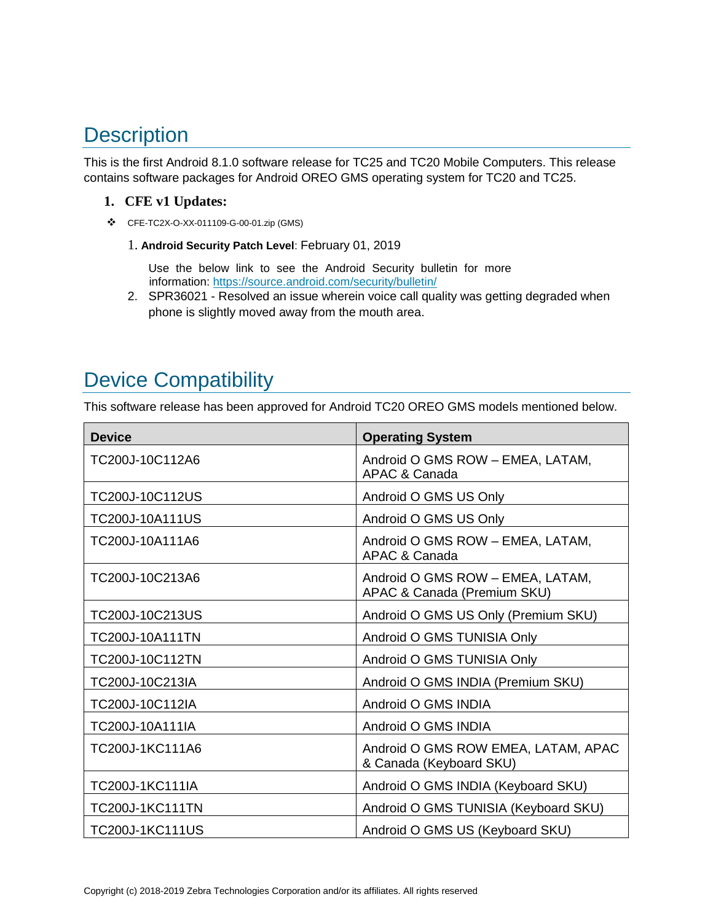## Description

This is the first Android 8.1.0 software release for TC25 and TC20 Mobile Computers. This release contains software packages for Android OREO GMS operating system for TC20 and TC25.

### 1. CFE v1 Updates:

- CFE-TC2X-O-XX-011109-G-00-01.zip (GMS)

  1. **Android Security Patch Level**: February 01, 2019

     Use the below link to see the Android Security bulletin for more information: https://source.android.com/security/bulletin/
  2. SPR36021 - Resolved an issue wherein voice call quality was getting degraded when phone is slightly moved away from the mouth area.

## Device Compatibility

This software release has been approved for Android TC20 OREO GMS models mentioned below.

| Device | Operating System |
|---|---|
| TC200J-10C112A6 | Android O GMS ROW – EMEA, LATAM, APAC & Canada |
| TC200J-10C112US | Android O GMS US Only |
| TC200J-10A111US | Android O GMS US Only |
| TC200J-10A111A6 | Android O GMS ROW – EMEA, LATAM, APAC & Canada |
| TC200J-10C213A6 | Android O GMS ROW – EMEA, LATAM, APAC & Canada (Premium SKU) |
| TC200J-10C213US | Android O GMS US Only (Premium SKU) |
| TC200J-10A111TN | Android O GMS TUNISIA Only |
| TC200J-10C112TN | Android O GMS TUNISIA Only |
| TC200J-10C213IA | Android O GMS INDIA (Premium SKU) |
| TC200J-10C112IA | Android O GMS INDIA |
| TC200J-10A111IA | Android O GMS INDIA |
| TC200J-1KC111A6 | Android O GMS ROW EMEA, LATAM, APAC & Canada (Keyboard SKU) |
| TC200J-1KC111IA | Android O GMS INDIA (Keyboard SKU) |
| TC200J-1KC111TN | Android O GMS TUNISIA (Keyboard SKU) |
| TC200J-1KC111US | Android O GMS US (Keyboard SKU) |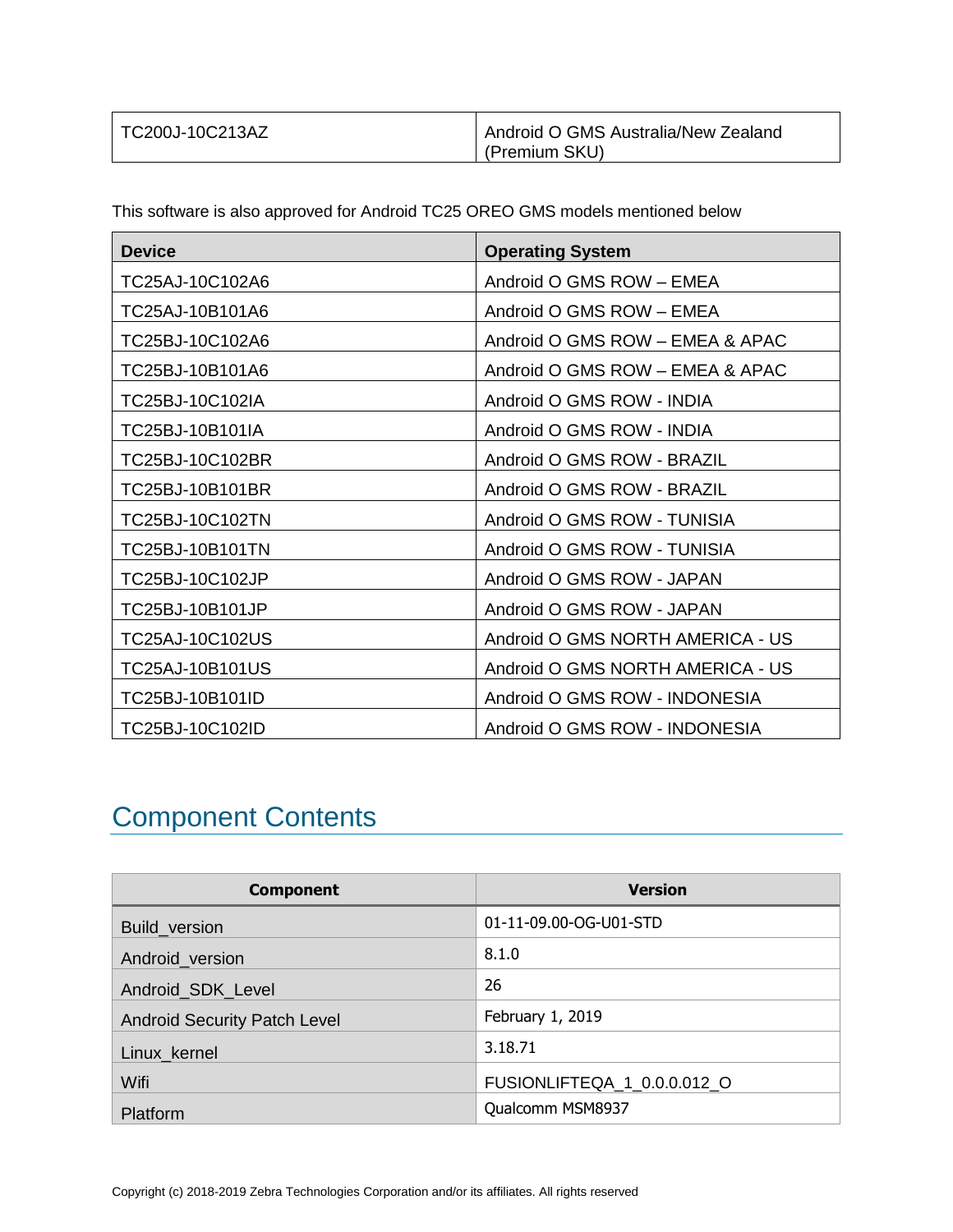| TC200J-10C213AZ | Android O GMS Australia/New Zealand (Premium SKU) |
|---|---|

This software is also approved for Android TC25 OREO GMS models mentioned below

| Device | Operating System |
|---|---|
| TC25AJ-10C102A6 | Android O GMS ROW – EMEA |
| TC25AJ-10B101A6 | Android O GMS ROW – EMEA |
| TC25BJ-10C102A6 | Android O GMS ROW – EMEA & APAC |
| TC25BJ-10B101A6 | Android O GMS ROW – EMEA & APAC |
| TC25BJ-10C102IA | Android O GMS ROW - INDIA |
| TC25BJ-10B101IA | Android O GMS ROW - INDIA |
| TC25BJ-10C102BR | Android O GMS ROW - BRAZIL |
| TC25BJ-10B101BR | Android O GMS ROW - BRAZIL |
| TC25BJ-10C102TN | Android O GMS ROW - TUNISIA |
| TC25BJ-10B101TN | Android O GMS ROW - TUNISIA |
| TC25BJ-10C102JP | Android O GMS ROW - JAPAN |
| TC25BJ-10B101JP | Android O GMS ROW - JAPAN |
| TC25AJ-10C102US | Android O GMS NORTH AMERICA - US |
| TC25AJ-10B101US | Android O GMS NORTH AMERICA - US |
| TC25BJ-10B101ID | Android O GMS ROW - INDONESIA |
| TC25BJ-10C102ID | Android O GMS ROW - INDONESIA |

# Component Contents

| Component | Version |
|---|---|
| Build_version | 01-11-09.00-OG-U01-STD |
| Android_version | 8.1.0 |
| Android_SDK_Level | 26 |
| Android Security Patch Level | February 1, 2019 |
| Linux_kernel | 3.18.71 |
| Wifi | FUSIONLIFTEQA_1_0.0.0.012_O |
| Platform | Qualcomm MSM8937 |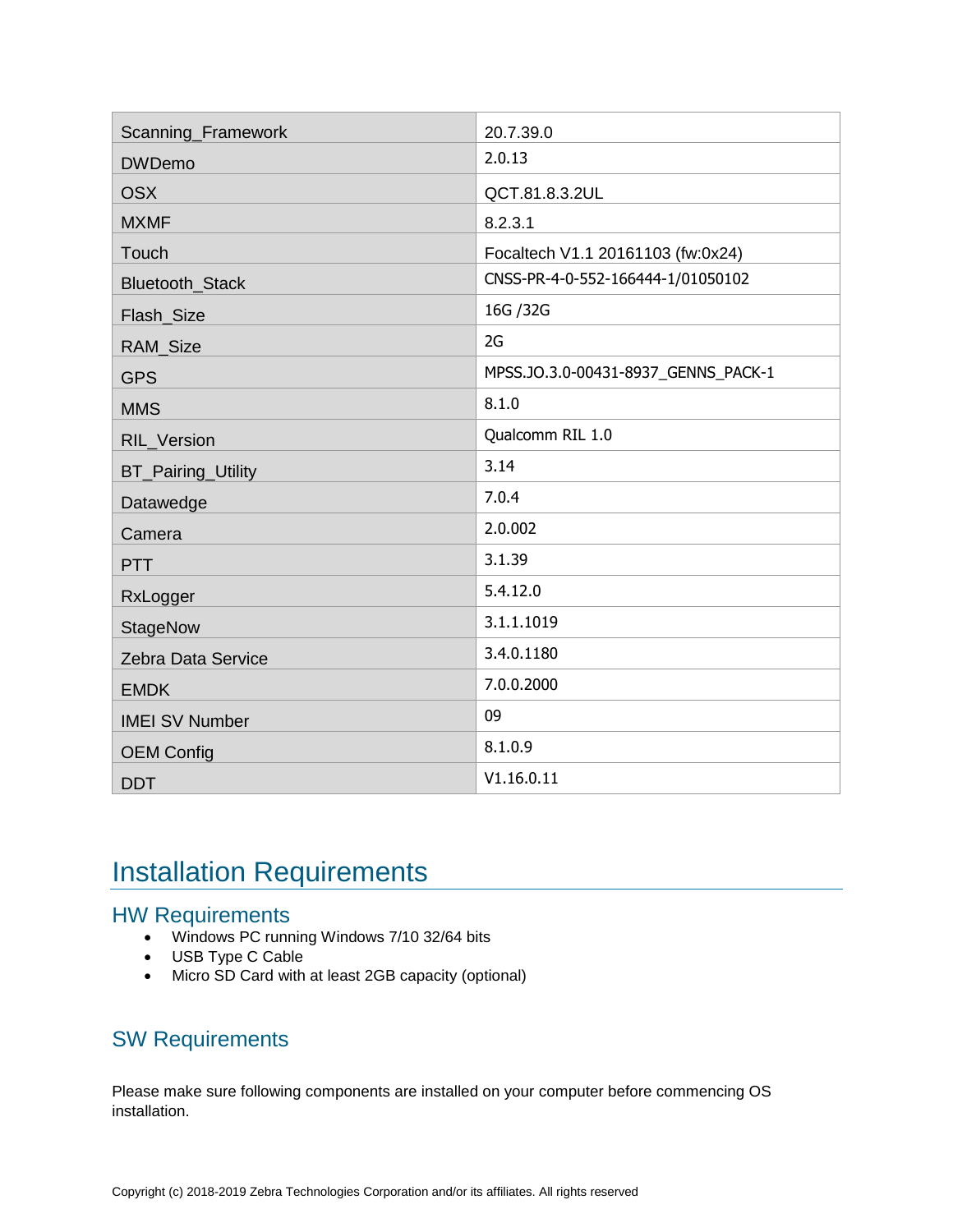| Scanning_Framework | 20.7.39.0 |
| --- | --- |
| DWDemo | 2.0.13 |
| OSX | QCT.81.8.3.2UL |
| MXMF | 8.2.3.1 |
| Touch | Focaltech V1.1 20161103 (fw:0x24) |
| Bluetooth_Stack | CNSS-PR-4-0-552-166444-1/01050102 |
| Flash_Size | 16G /32G |
| RAM_Size | 2G |
| GPS | MPSS.JO.3.0-00431-8937_GENNS_PACK-1 |
| MMS | 8.1.0 |
| RIL_Version | Qualcomm RIL 1.0 |
| BT_Pairing_Utility | 3.14 |
| Datawedge | 7.0.4 |
| Camera | 2.0.002 |
| PTT | 3.1.39 |
| RxLogger | 5.4.12.0 |
| StageNow | 3.1.1.1019 |
| Zebra Data Service | 3.4.0.1180 |
| EMDK | 7.0.0.2000 |
| IMEI SV Number | 09 |
| OEM Config | 8.1.0.9 |
| DDT | V1.16.0.11 |

# Installation Requirements

## HW Requirements

- Windows PC running Windows 7/10 32/64 bits
- USB Type C Cable
- Micro SD Card with at least 2GB capacity (optional)

## SW Requirements

Please make sure following components are installed on your computer before commencing OS installation.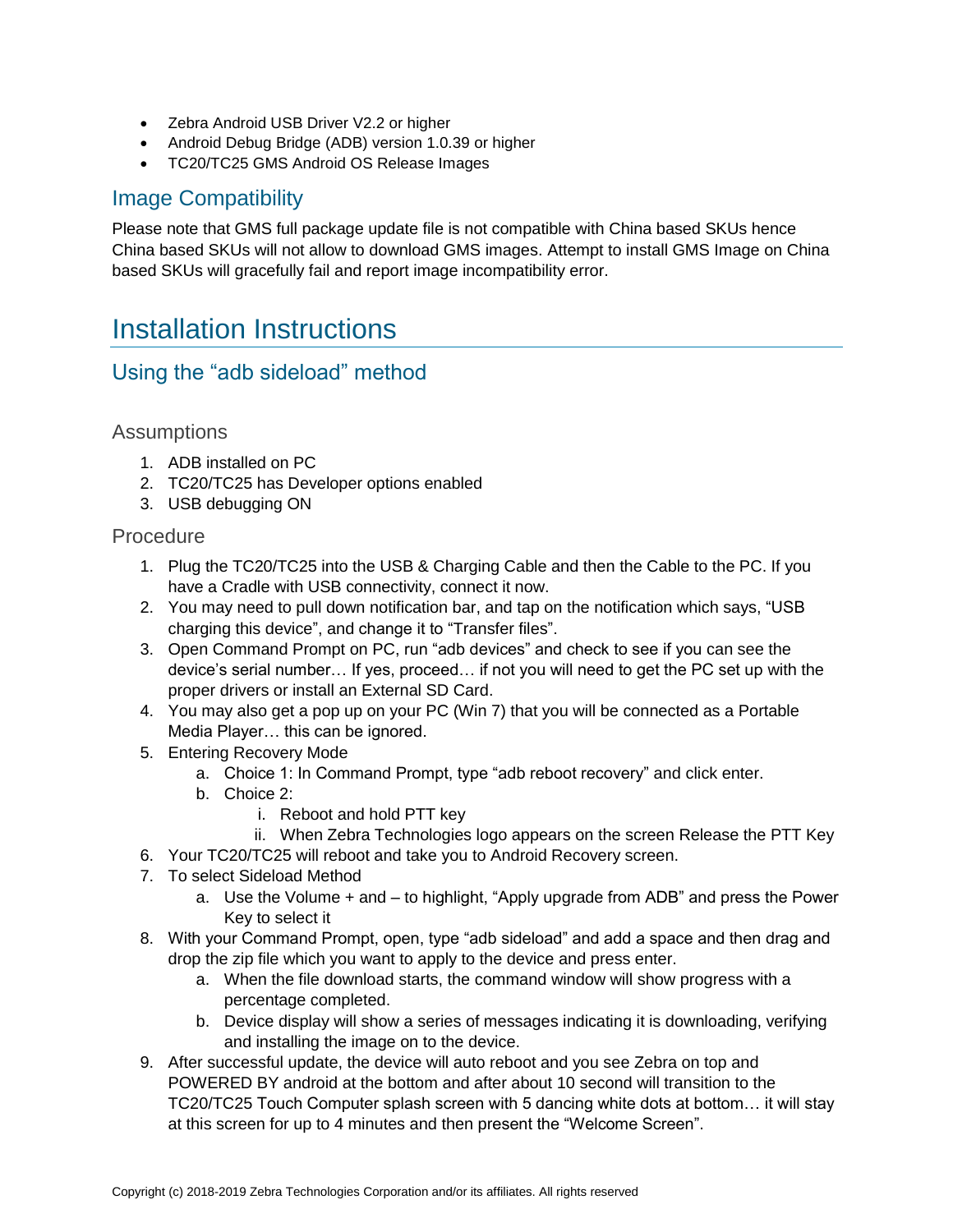- Zebra Android USB Driver V2.2 or higher
- Android Debug Bridge (ADB) version 1.0.39 or higher
- TC20/TC25 GMS Android OS Release Images

## Image Compatibility

Please note that GMS full package update file is not compatible with China based SKUs hence China based SKUs will not allow to download GMS images. Attempt to install GMS Image on China based SKUs will gracefully fail and report image incompatibility error.

# Installation Instructions

## Using the “adb sideload” method

### Assumptions

1. ADB installed on PC
2. TC20/TC25 has Developer options enabled
3. USB debugging ON

### Procedure

1. Plug the TC20/TC25 into the USB & Charging Cable and then the Cable to the PC. If you have a Cradle with USB connectivity, connect it now.
2. You may need to pull down notification bar, and tap on the notification which says, “USB charging this device”, and change it to “Transfer files”.
3. Open Command Prompt on PC, run “adb devices” and check to see if you can see the device’s serial number… If yes, proceed… if not you will need to get the PC set up with the proper drivers or install an External SD Card.
4. You may also get a pop up on your PC (Win 7) that you will be connected as a Portable Media Player… this can be ignored.
5. Entering Recovery Mode
    a. Choice 1: In Command Prompt, type “adb reboot recovery” and click enter.
    b. Choice 2:
        i. Reboot and hold PTT key
        ii. When Zebra Technologies logo appears on the screen Release the PTT Key
6. Your TC20/TC25 will reboot and take you to Android Recovery screen.
7. To select Sideload Method
    a. Use the Volume + and – to highlight, “Apply upgrade from ADB” and press the Power Key to select it
8. With your Command Prompt, open, type “adb sideload” and add a space and then drag and drop the zip file which you want to apply to the device and press enter.
    a. When the file download starts, the command window will show progress with a percentage completed.
    b. Device display will show a series of messages indicating it is downloading, verifying and installing the image on to the device.
9. After successful update, the device will auto reboot and you see Zebra on top and POWERED BY android at the bottom and after about 10 second will transition to the TC20/TC25 Touch Computer splash screen with 5 dancing white dots at bottom… it will stay at this screen for up to 4 minutes and then present the “Welcome Screen”.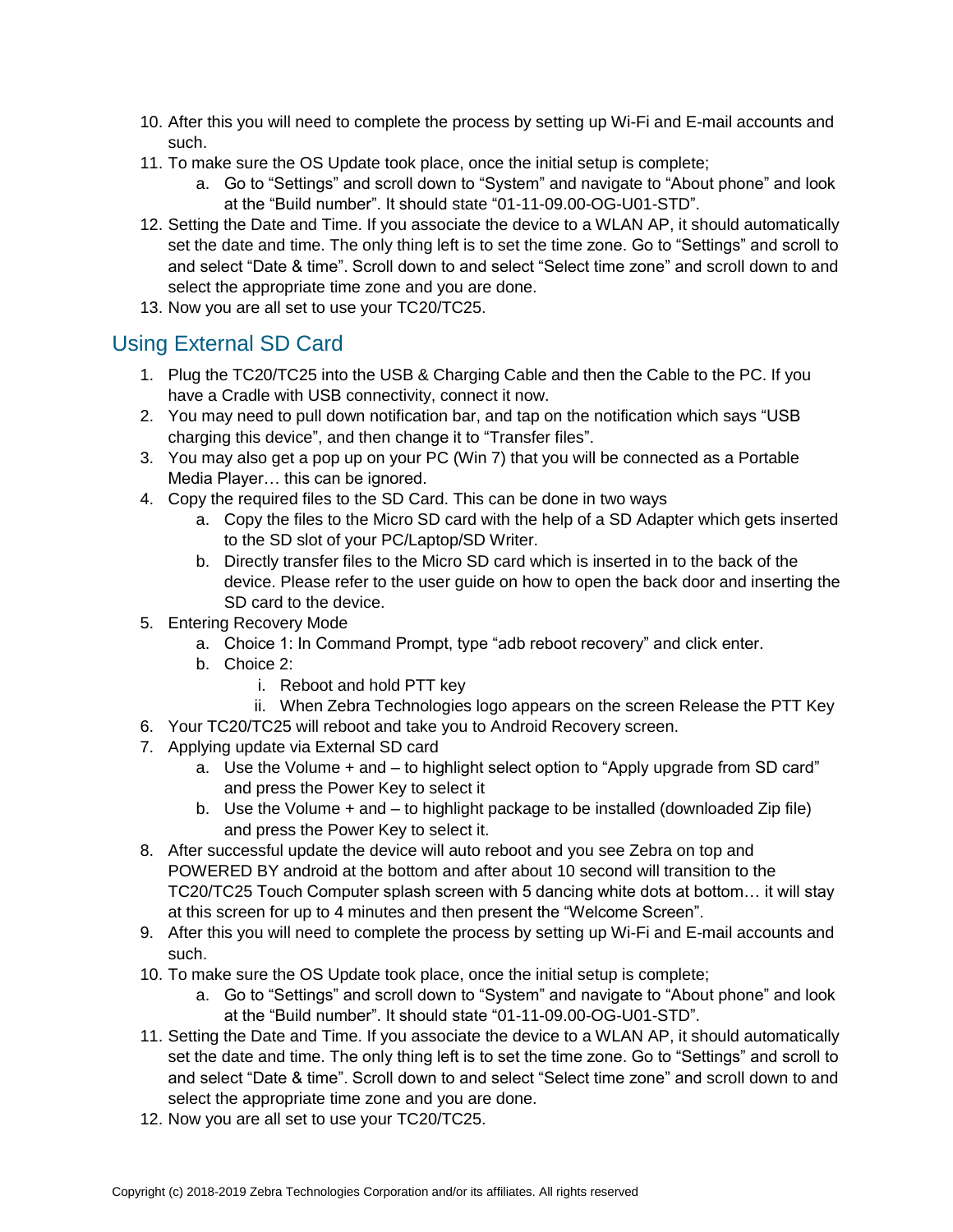10. After this you will need to complete the process by setting up Wi-Fi and E-mail accounts and such.
11. To make sure the OS Update took place, once the initial setup is complete;
    a. Go to “Settings” and scroll down to “System” and navigate to “About phone” and look at the “Build number”. It should state “01-11-09.00-OG-U01-STD”.
12. Setting the Date and Time. If you associate the device to a WLAN AP, it should automatically set the date and time. The only thing left is to set the time zone. Go to “Settings” and scroll to and select “Date & time”. Scroll down to and select “Select time zone” and scroll down to and select the appropriate time zone and you are done.
13. Now you are all set to use your TC20/TC25.

## Using External SD Card

1. Plug the TC20/TC25 into the USB & Charging Cable and then the Cable to the PC. If you have a Cradle with USB connectivity, connect it now.
2. You may need to pull down notification bar, and tap on the notification which says “USB charging this device”, and then change it to “Transfer files”.
3. You may also get a pop up on your PC (Win 7) that you will be connected as a Portable Media Player… this can be ignored.
4. Copy the required files to the SD Card. This can be done in two ways
    a. Copy the files to the Micro SD card with the help of a SD Adapter which gets inserted to the SD slot of your PC/Laptop/SD Writer.
    b. Directly transfer files to the Micro SD card which is inserted in to the back of the device. Please refer to the user guide on how to open the back door and inserting the SD card to the device.
5. Entering Recovery Mode
    a. Choice 1: In Command Prompt, type “adb reboot recovery” and click enter.
    b. Choice 2:
        i. Reboot and hold PTT key
        ii. When Zebra Technologies logo appears on the screen Release the PTT Key
6. Your TC20/TC25 will reboot and take you to Android Recovery screen.
7. Applying update via External SD card
    a. Use the Volume + and – to highlight select option to “Apply upgrade from SD card” and press the Power Key to select it
    b. Use the Volume + and – to highlight package to be installed (downloaded Zip file) and press the Power Key to select it.
8. After successful update the device will auto reboot and you see Zebra on top and POWERED BY android at the bottom and after about 10 second will transition to the TC20/TC25 Touch Computer splash screen with 5 dancing white dots at bottom… it will stay at this screen for up to 4 minutes and then present the “Welcome Screen”.
9. After this you will need to complete the process by setting up Wi-Fi and E-mail accounts and such.
10. To make sure the OS Update took place, once the initial setup is complete;
    a. Go to “Settings” and scroll down to “System” and navigate to “About phone” and look at the “Build number”. It should state “01-11-09.00-OG-U01-STD”.
11. Setting the Date and Time. If you associate the device to a WLAN AP, it should automatically set the date and time. The only thing left is to set the time zone. Go to “Settings” and scroll to and select “Date & time”. Scroll down to and select “Select time zone” and scroll down to and select the appropriate time zone and you are done.
12. Now you are all set to use your TC20/TC25.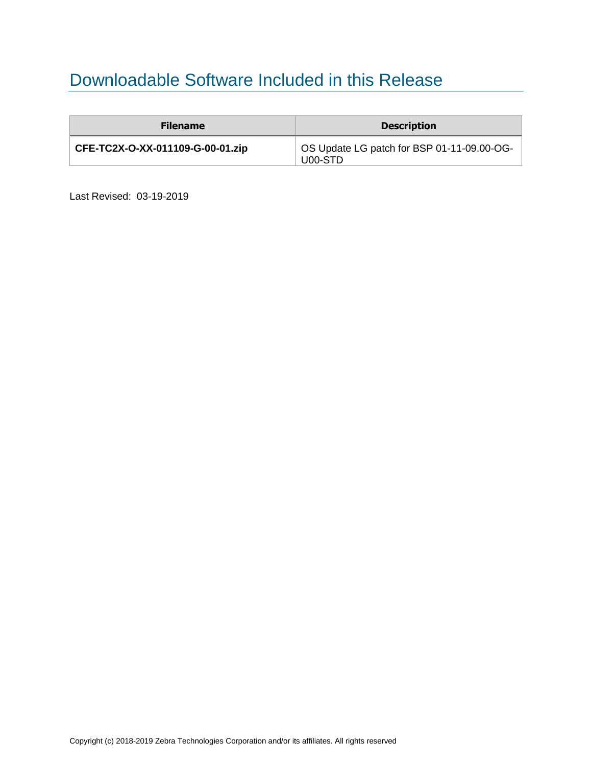# Downloadable Software Included in this Release

| Filename | Description |
| --- | --- |
| **CFE-TC2X-O-XX-011109-G-00-01.zip** | OS Update LG patch for BSP 01-11-09.00-OG-U00-STD |

Last Revised: 03-19-2019

Copyright (c) 2018-2019 Zebra Technologies Corporation and/or its affiliates. All rights reserved